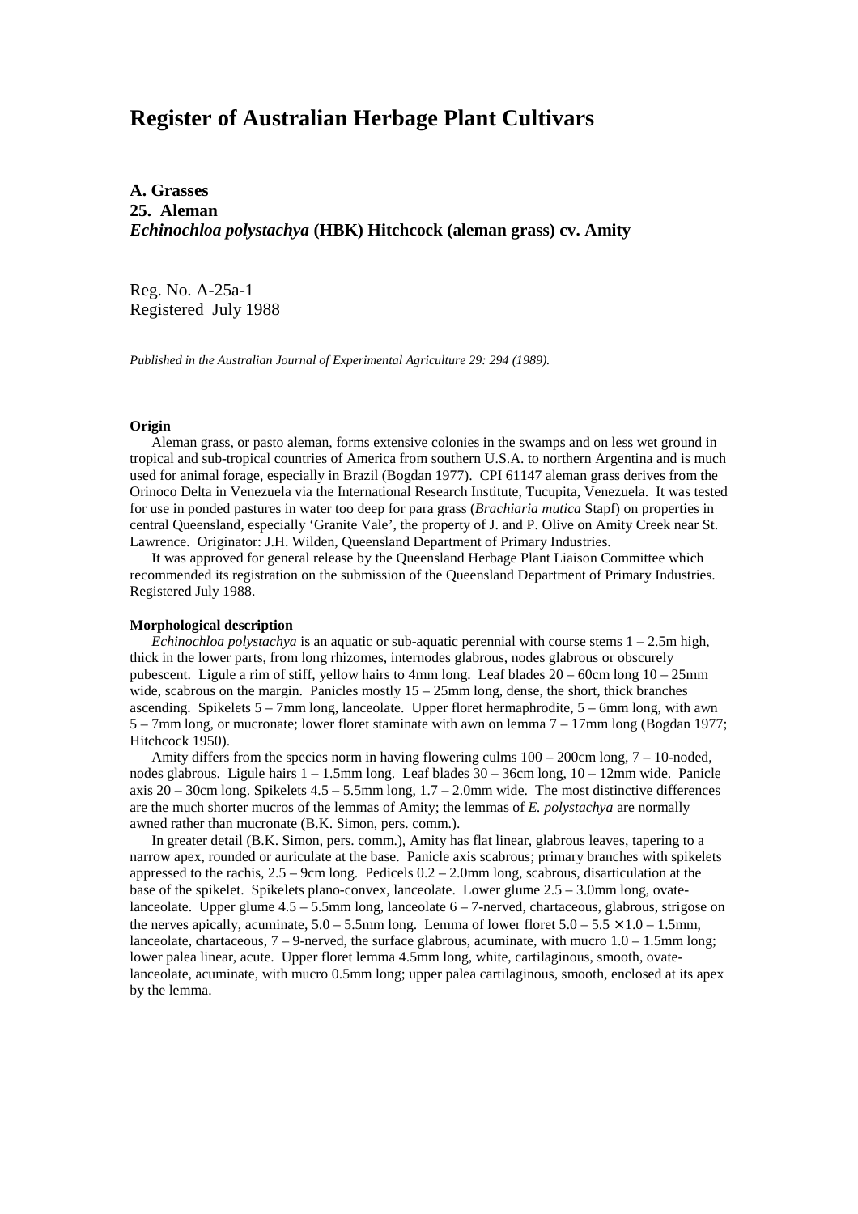# Register of Australian Herbage Plant Cultivars

**A. Grasses**
**25. Aleman**
***Echinochloa polystachya* (HBK) Hitchcock (aleman grass) cv. Amity**

Reg. No. A-25a-1
Registered July 1988

*Published in the Australian Journal of Experimental Agriculture 29: 294 (1989).*

**Origin**

Aleman grass, or pasto aleman, forms extensive colonies in the swamps and on less wet ground in tropical and sub-tropical countries of America from southern U.S.A. to northern Argentina and is much used for animal forage, especially in Brazil (Bogdan 1977). CPI 61147 aleman grass derives from the Orinoco Delta in Venezuela via the International Research Institute, Tucupita, Venezuela. It was tested for use in ponded pastures in water too deep for para grass (*Brachiaria mutica* Stapf) on properties in central Queensland, especially 'Granite Vale', the property of J. and P. Olive on Amity Creek near St. Lawrence. Originator: J.H. Wilden, Queensland Department of Primary Industries.

It was approved for general release by the Queensland Herbage Plant Liaison Committee which recommended its registration on the submission of the Queensland Department of Primary Industries. Registered July 1988.

**Morphological description**

*Echinochloa polystachya* is an aquatic or sub-aquatic perennial with course stems 1 – 2.5m high, thick in the lower parts, from long rhizomes, internodes glabrous, nodes glabrous or obscurely pubescent. Ligule a rim of stiff, yellow hairs to 4mm long. Leaf blades 20 – 60cm long 10 – 25mm wide, scabrous on the margin. Panicles mostly 15 – 25mm long, dense, the short, thick branches ascending. Spikelets 5 – 7mm long, lanceolate. Upper floret hermaphrodite, 5 – 6mm long, with awn 5 – 7mm long, or mucronate; lower floret staminate with awn on lemma 7 – 17mm long (Bogdan 1977; Hitchcock 1950).

Amity differs from the species norm in having flowering culms 100 – 200cm long, 7 – 10-noded, nodes glabrous. Ligule hairs 1 – 1.5mm long. Leaf blades 30 – 36cm long, 10 – 12mm wide. Panicle axis 20 – 30cm long. Spikelets 4.5 – 5.5mm long, 1.7 – 2.0mm wide. The most distinctive differences are the much shorter mucros of the lemmas of Amity; the lemmas of *E. polystachya* are normally awned rather than mucronate (B.K. Simon, pers. comm.).

In greater detail (B.K. Simon, pers. comm.), Amity has flat linear, glabrous leaves, tapering to a narrow apex, rounded or auriculate at the base. Panicle axis scabrous; primary branches with spikelets appressed to the rachis, 2.5 – 9cm long. Pedicels 0.2 – 2.0mm long, scabrous, disarticulation at the base of the spikelet. Spikelets plano-convex, lanceolate. Lower glume 2.5 – 3.0mm long, ovate-lanceolate. Upper glume 4.5 – 5.5mm long, lanceolate 6 – 7-nerved, chartaceous, glabrous, strigose on the nerves apically, acuminate, 5.0 – 5.5mm long. Lemma of lower floret 5.0 – 5.5 × 1.0 – 1.5mm, lanceolate, chartaceous, 7 – 9-nerved, the surface glabrous, acuminate, with mucro 1.0 – 1.5mm long; lower palea linear, acute. Upper floret lemma 4.5mm long, white, cartilaginous, smooth, ovate-lanceolate, acuminate, with mucro 0.5mm long; upper palea cartilaginous, smooth, enclosed at its apex by the lemma.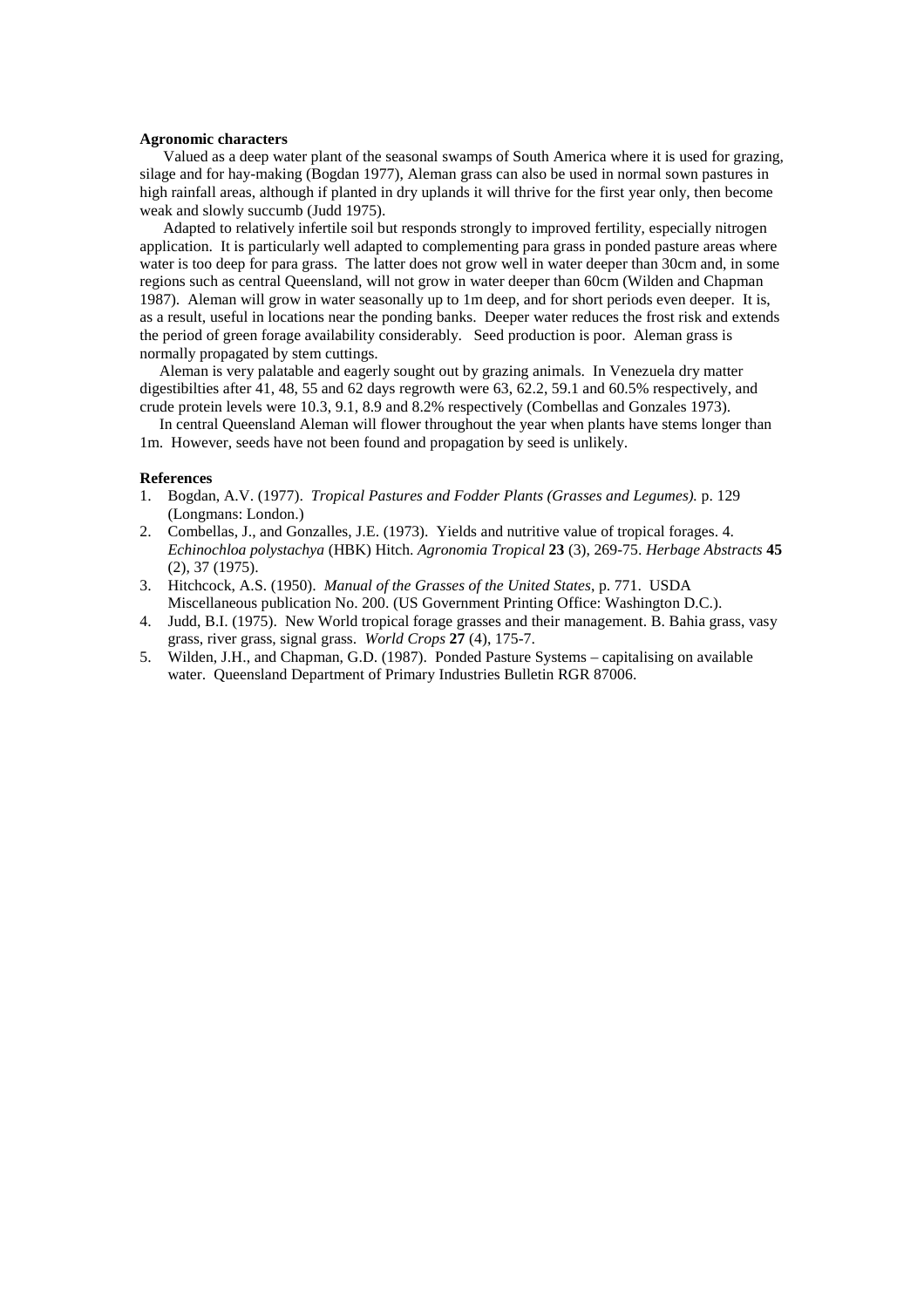**Agronomic characters**

Valued as a deep water plant of the seasonal swamps of South America where it is used for grazing, silage and for hay-making (Bogdan 1977), Aleman grass can also be used in normal sown pastures in high rainfall areas, although if planted in dry uplands it will thrive for the first year only, then become weak and slowly succumb (Judd 1975).

Adapted to relatively infertile soil but responds strongly to improved fertility, especially nitrogen application. It is particularly well adapted to complementing para grass in ponded pasture areas where water is too deep for para grass. The latter does not grow well in water deeper than 30cm and, in some regions such as central Queensland, will not grow in water deeper than 60cm (Wilden and Chapman 1987). Aleman will grow in water seasonally up to 1m deep, and for short periods even deeper. It is, as a result, useful in locations near the ponding banks. Deeper water reduces the frost risk and extends the period of green forage availability considerably. Seed production is poor. Aleman grass is normally propagated by stem cuttings.

Aleman is very palatable and eagerly sought out by grazing animals. In Venezuela dry matter digestibilties after 41, 48, 55 and 62 days regrowth were 63, 62.2, 59.1 and 60.5% respectively, and crude protein levels were 10.3, 9.1, 8.9 and 8.2% respectively (Combellas and Gonzales 1973).

In central Queensland Aleman will flower throughout the year when plants have stems longer than 1m. However, seeds have not been found and propagation by seed is unlikely.

**References**

1. Bogdan, A.V. (1977). *Tropical Pastures and Fodder Plants (Grasses and Legumes).* p. 129 (Longmans: London.)
2. Combellas, J., and Gonzalles, J.E. (1973). Yields and nutritive value of tropical forages. 4. *Echinochloa polystachya* (HBK) Hitch. *Agronomia Tropical* **23** (3), 269-75. *Herbage Abstracts* **45** (2), 37 (1975).
3. Hitchcock, A.S. (1950). *Manual of the Grasses of the United States*, p. 771. USDA Miscellaneous publication No. 200. (US Government Printing Office: Washington D.C.).
4. Judd, B.I. (1975). New World tropical forage grasses and their management. B. Bahia grass, vasy grass, river grass, signal grass. *World Crops* **27** (4), 175-7.
5. Wilden, J.H., and Chapman, G.D. (1987). Ponded Pasture Systems – capitalising on available water. Queensland Department of Primary Industries Bulletin RGR 87006.